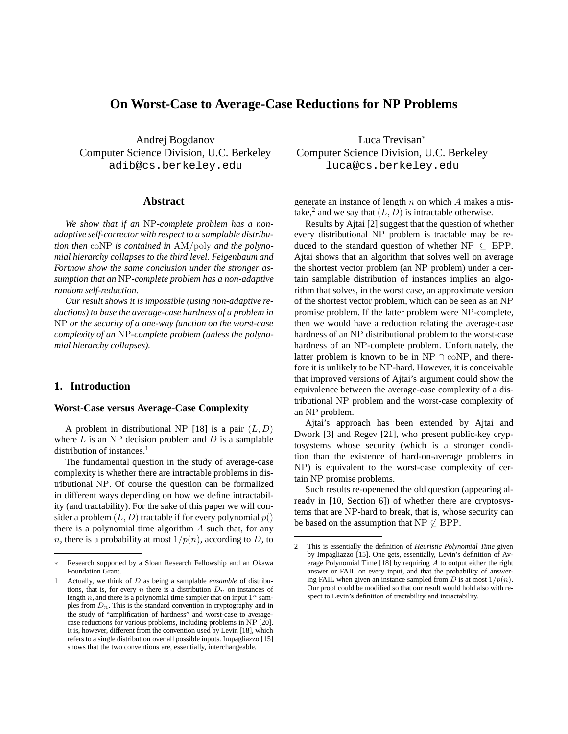# On Worst-Case to Average-Case Reductions for NP Problems

Andrej Bogdanov
Computer Science Division, U.C. Berkeley
adib@cs.berkeley.edu

Luca Trevisan[*]
Computer Science Division, U.C. Berkeley
luca@cs.berkeley.edu

### Abstract

*We show that if an* NP*-complete problem has a non-adaptive self-corrector with respect to a samplable distribution then* coNP *is contained in* AM/poly *and the polynomial hierarchy collapses to the third level. Feigenbaum and Fortnow show the same conclusion under the stronger assumption that an* NP*-complete problem has a non-adaptive random self-reduction.*

*Our result shows it is impossible (using non-adaptive reductions) to base the average-case hardness of a problem in* NP *or the security of a one-way function on the worst-case complexity of an* NP*-complete problem (unless the polynomial hierarchy collapses).*

## 1. Introduction

### Worst-Case versus Average-Case Complexity

A problem in distributional NP [18] is a pair $(L, D)$ where $L$ is an NP decision problem and $D$ is a samplable distribution of instances.[1]

The fundamental question in the study of average-case complexity is whether there are intractable problems in distributional NP. Of course the question can be formalized in different ways depending on how we define intractability (and tractability). For the sake of this paper we will consider a problem $(L, D)$ tractable if for every polynomial $p()$ there is a polynomial time algorithm $A$ such that, for any $n$, there is a probability at most $1/p(n)$, according to $D$, to generate an instance of length $n$ on which $A$ makes a mistake,[2] and we say that $(L, D)$ is intractable otherwise.

Results by Ajtai [2] suggest that the question of whether every distributional NP problem is tractable may be reduced to the standard question of whether NP $\subseteq$ BPP. Ajtai shows that an algorithm that solves well on average the shortest vector problem (an NP problem) under a certain samplable distribution of instances implies an algorithm that solves, in the worst case, an approximate version of the shortest vector problem, which can be seen as an NP promise problem. If the latter problem were NP-complete, then we would have a reduction relating the average-case hardness of an NP distributional problem to the worst-case hardness of an NP-complete problem. Unfortunately, the latter problem is known to be in NP $\cap$ coNP, and therefore it is unlikely to be NP-hard. However, it is conceivable that improved versions of Ajtai's argument could show the equivalence between the average-case complexity of a distributional NP problem and the worst-case complexity of an NP problem.

Ajtai's approach has been extended by Ajtai and Dwork [3] and Regev [21], who present public-key cryptosystems whose security (which is a stronger condition than the existence of hard-on-average problems in NP) is equivalent to the worst-case complexity of certain NP promise problems.

Such results re-openened the old question (appearing already in [10, Section 6]) of whether there are cryptosystems that are NP-hard to break, that is, whose security can be based on the assumption that NP $\not\subseteq$ BPP.

---

[*] Research supported by a Sloan Research Fellowship and an Okawa Foundation Grant.

[1] Actually, we think of $D$ as being a samplable *ensamble* of distributions, that is, for every $n$ there is a distribution $D_n$ on instances of length $n$, and there is a polynomial time sampler that on input $1^n$ samples from $D_n$. This is the standard convention in cryptography and in the study of "amplification of hardness" and worst-case to average-case reductions for various problems, including problems in NP [20]. It is, however, different from the convention used by Levin [18], which refers to a single distribution over all possible inputs. Impagliazzo [15] shows that the two conventions are, essentially, interchangeable.

[2] This is essentially the definition of *Heuristic Polynomial Time* given by Impagliazzo [15]. One gets, essentially, Levin's definition of Average Polynomial Time [18] by requiring $A$ to output either the right answer or FAIL on every input, and that the probability of answering FAIL when given an instance sampled from $D$ is at most $1/p(n)$. Our proof could be modified so that our result would hold also with respect to Levin's definition of tractability and intractability.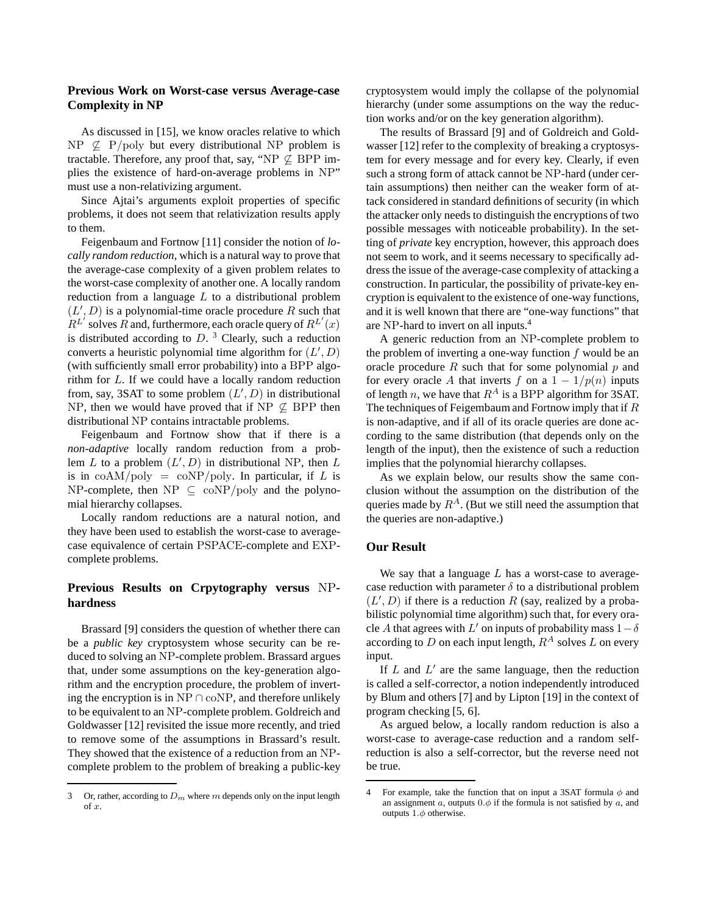### Previous Work on Worst-case versus Average-case Complexity in NP

As discussed in [15], we know oracles relative to which $\mathrm{NP} \not\subseteq \mathrm{P/poly}$ but every distributional NP problem is tractable. Therefore, any proof that, say, "$\mathrm{NP} \not\subseteq \mathrm{BPP}$ implies the existence of hard-on-average problems in NP" must use a non-relativizing argument.

Since Ajtai's arguments exploit properties of specific problems, it does not seem that relativization results apply to them.

Feigenbaum and Fortnow [11] consider the notion of *locally random reduction*, which is a natural way to prove that the average-case complexity of a given problem relates to the worst-case complexity of another one. A locally random reduction from a language $L$ to a distributional problem $(L', D)$ is a polynomial-time oracle procedure $R$ such that $R^{L'}$ solves $R$ and, furthermore, each oracle query of $R^{L'}(x)$ is distributed according to $D$. [3] Clearly, such a reduction converts a heuristic polynomial time algorithm for $(L', D)$ (with sufficiently small error probability) into a BPP algorithm for $L$. If we could have a locally random reduction from, say, 3SAT to some problem $(L', D)$ in distributional NP, then we would have proved that if $\mathrm{NP} \not\subseteq \mathrm{BPP}$ then distributional NP contains intractable problems.

Feigenbaum and Fortnow show that if there is a *non-adaptive* locally random reduction from a problem $L$ to a problem $(L', D)$ in distributional NP, then $L$ is in $\mathrm{coAM/poly} = \mathrm{coNP/poly}$. In particular, if $L$ is NP-complete, then $\mathrm{NP} \subseteq \mathrm{coNP/poly}$ and the polynomial hierarchy collapses.

Locally random reductions are a natural notion, and they have been used to establish the worst-case to average-case equivalence of certain PSPACE-complete and EXP-complete problems.

### Previous Results on Crpytography versus NP-hardness

Brassard [9] considers the question of whether there can be a *public key* cryptosystem whose security can be reduced to solving an NP-complete problem. Brassard argues that, under some assumptions on the key-generation algorithm and the encryption procedure, the problem of inverting the encryption is in $\mathrm{NP} \cap \mathrm{coNP}$, and therefore unlikely to be equivalent to an NP-complete problem. Goldreich and Goldwasser [12] revisited the issue more recently, and tried to remove some of the assumptions in Brassard's result. They showed that the existence of a reduction from an NP-complete problem to the problem of breaking a public-key cryptosystem would imply the collapse of the polynomial hierarchy (under some assumptions on the way the reduction works and/or on the key generation algorithm).

The results of Brassard [9] and of Goldreich and Goldwasser [12] refer to the complexity of breaking a cryptosystem for every message and for every key. Clearly, if even such a strong form of attack cannot be NP-hard (under certain assumptions) then neither can the weaker form of attack considered in standard definitions of security (in which the attacker only needs to distinguish the encryptions of two possible messages with noticeable probability). In the setting of *private* key encryption, however, this approach does not seem to work, and it seems necessary to specifically address the issue of the average-case complexity of attacking a construction. In particular, the possibility of private-key encryption is equivalent to the existence of one-way functions, and it is well known that there are "one-way functions" that are NP-hard to invert on all inputs.[4]

A generic reduction from an NP-complete problem to the problem of inverting a one-way function $f$ would be an oracle procedure $R$ such that for some polynomial $p$ and for every oracle $A$ that inverts $f$ on a $1 - 1/p(n)$ inputs of length $n$, we have that $R^A$ is a BPP algorithm for 3SAT. The techniques of Feigembaum and Fortnow imply that if $R$ is non-adaptive, and if all of its oracle queries are done according to the same distribution (that depends only on the length of the input), then the existence of such a reduction implies that the polynomial hierarchy collapses.

As we explain below, our results show the same conclusion without the assumption on the distribution of the queries made by $R^A$. (But we still need the assumption that the queries are non-adaptive.)

### Our Result

We say that a language $L$ has a worst-case to average-case reduction with parameter $\delta$ to a distributional problem $(L', D)$ if there is a reduction $R$ (say, realized by a probabilistic polynomial time algorithm) such that, for every oracle $A$ that agrees with $L'$ on inputs of probability mass $1-\delta$ according to $D$ on each input length, $R^A$ solves $L$ on every input.

If $L$ and $L'$ are the same language, then the reduction is called a self-corrector, a notion independently introduced by Blum and others [7] and by Lipton [19] in the context of program checking [5, 6].

As argued below, a locally random reduction is also a worst-case to average-case reduction and a random self-reduction is also a self-corrector, but the reverse need not be true.

---

3 Or, rather, according to $D_m$ where $m$ depends only on the input length of $x$.

4 For example, take the function that on input a 3SAT formula $\phi$ and an assignment $a$, outputs $0.\phi$ if the formula is not satisfied by $a$, and outputs $1.\phi$ otherwise.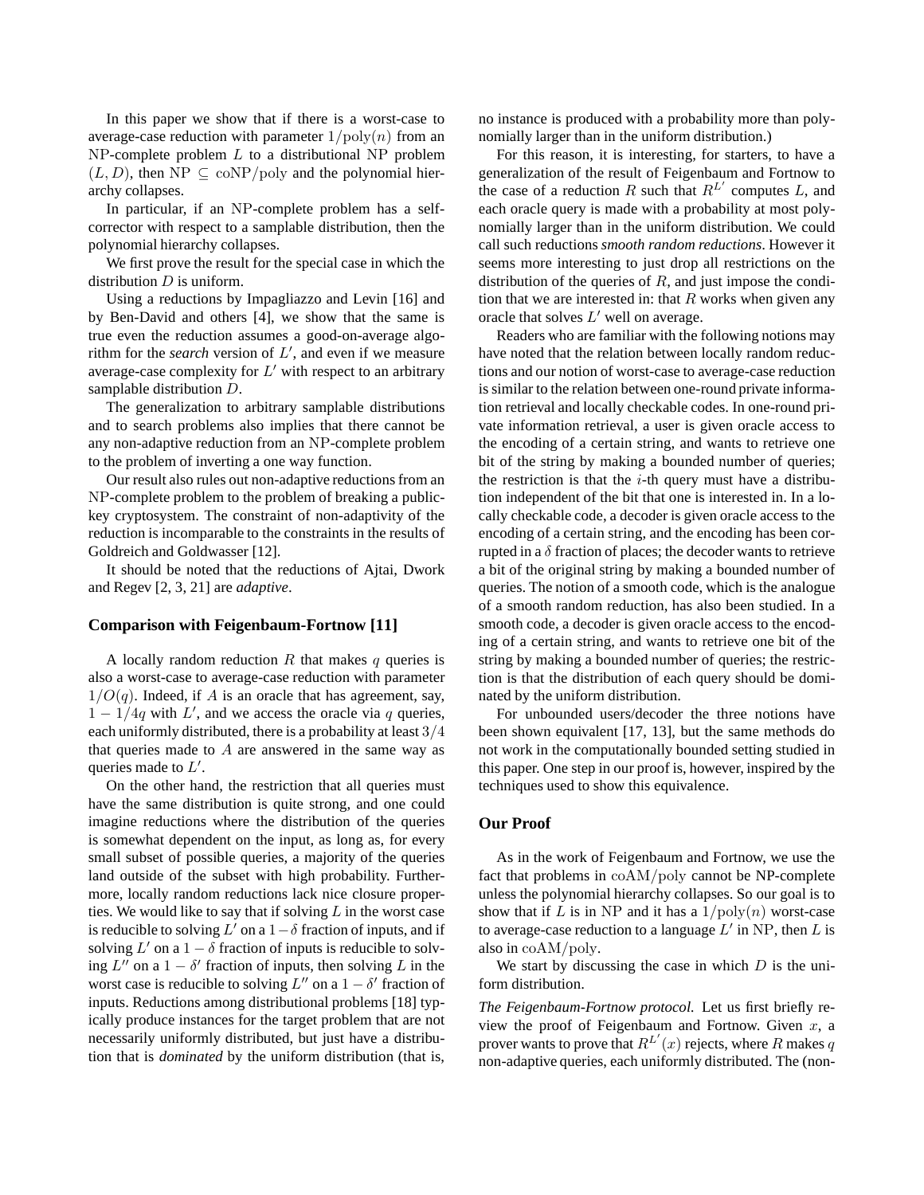In this paper we show that if there is a worst-case to average-case reduction with parameter $1/\mathrm{poly}(n)$ from an $\mathrm{NP}$-complete problem $L$ to a distributional $\mathrm{NP}$ problem $(L, D)$, then $\mathrm{NP} \subseteq \mathrm{coNP/poly}$ and the polynomial hierarchy collapses.

In particular, if an $\mathrm{NP}$-complete problem has a self-corrector with respect to a samplable distribution, then the polynomial hierarchy collapses.

We first prove the result for the special case in which the distribution $D$ is uniform.

Using a reductions by Impagliazzo and Levin [16] and by Ben-David and others [4], we show that the same is true even the reduction assumes a good-on-average algorithm for the *search* version of $L'$, and even if we measure average-case complexity for $L'$ with respect to an arbitrary samplable distribution $D$.

The generalization to arbitrary samplable distributions and to search problems also implies that there cannot be any non-adaptive reduction from an $\mathrm{NP}$-complete problem to the problem of inverting a one way function.

Our result also rules out non-adaptive reductions from an $\mathrm{NP}$-complete problem to the problem of breaking a public-key cryptosystem. The constraint of non-adaptivity of the reduction is incomparable to the constraints in the results of Goldreich and Goldwasser [12].

It should be noted that the reductions of Ajtai, Dwork and Regev [2, 3, 21] are *adaptive*.

### Comparison with Feigenbaum-Fortnow [11]

A locally random reduction $R$ that makes $q$ queries is also a worst-case to average-case reduction with parameter $1/O(q)$. Indeed, if $A$ is an oracle that has agreement, say, $1 - 1/4q$ with $L'$, and we access the oracle via $q$ queries, each uniformly distributed, there is a probability at least $3/4$ that queries made to $A$ are answered in the same way as queries made to $L'$.

On the other hand, the restriction that all queries must have the same distribution is quite strong, and one could imagine reductions where the distribution of the queries is somewhat dependent on the input, as long as, for every small subset of possible queries, a majority of the queries land outside of the subset with high probability. Furthermore, locally random reductions lack nice closure properties. We would like to say that if solving $L$ in the worst case is reducible to solving $L'$ on a $1-\delta$ fraction of inputs, and if solving $L'$ on a $1-\delta$ fraction of inputs is reducible to solving $L''$ on a $1-\delta'$ fraction of inputs, then solving $L$ in the worst case is reducible to solving $L''$ on a $1-\delta'$ fraction of inputs. Reductions among distributional problems [18] typically produce instances for the target problem that are not necessarily uniformly distributed, but just have a distribution that is *dominated* by the uniform distribution (that is, no instance is produced with a probability more than polynomially larger than in the uniform distribution.)

For this reason, it is interesting, for starters, to have a generalization of the result of Feigenbaum and Fortnow to the case of a reduction $R$ such that $R^{L'}$ computes $L$, and each oracle query is made with a probability at most polynomially larger than in the uniform distribution. We could call such reductions *smooth random reductions*. However it seems more interesting to just drop all restrictions on the distribution of the queries of $R$, and just impose the condition that we are interested in: that $R$ works when given any oracle that solves $L'$ well on average.

Readers who are familiar with the following notions may have noted that the relation between locally random reductions and our notion of worst-case to average-case reduction is similar to the relation between one-round private information retrieval and locally checkable codes. In one-round private information retrieval, a user is given oracle access to the encoding of a certain string, and wants to retrieve one bit of the string by making a bounded number of queries; the restriction is that the $i$-th query must have a distribution independent of the bit that one is interested in. In a locally checkable code, a decoder is given oracle access to the encoding of a certain string, and the encoding has been corrupted in a $\delta$ fraction of places; the decoder wants to retrieve a bit of the original string by making a bounded number of queries. The notion of a smooth code, which is the analogue of a smooth random reduction, has also been studied. In a smooth code, a decoder is given oracle access to the encoding of a certain string, and wants to retrieve one bit of the string by making a bounded number of queries; the restriction is that the distribution of each query should be dominated by the uniform distribution.

For unbounded users/decoder the three notions have been shown equivalent [17, 13], but the same methods do not work in the computationally bounded setting studied in this paper. One step in our proof is, however, inspired by the techniques used to show this equivalence.

### Our Proof

As in the work of Feigenbaum and Fortnow, we use the fact that problems in $\mathrm{coAM/poly}$ cannot be NP-complete unless the polynomial hierarchy collapses. So our goal is to show that if $L$ is in NP and it has a $1/\mathrm{poly}(n)$ worst-case to average-case reduction to a language $L'$ in NP, then $L$ is also in $\mathrm{coAM/poly}$.

We start by discussing the case in which $D$ is the uniform distribution.

*The Feigenbaum-Fortnow protocol.* Let us first briefly review the proof of Feigenbaum and Fortnow. Given $x$, a prover wants to prove that $R^{L'}(x)$ rejects, where $R$ makes $q$ non-adaptive queries, each uniformly distributed. The (non-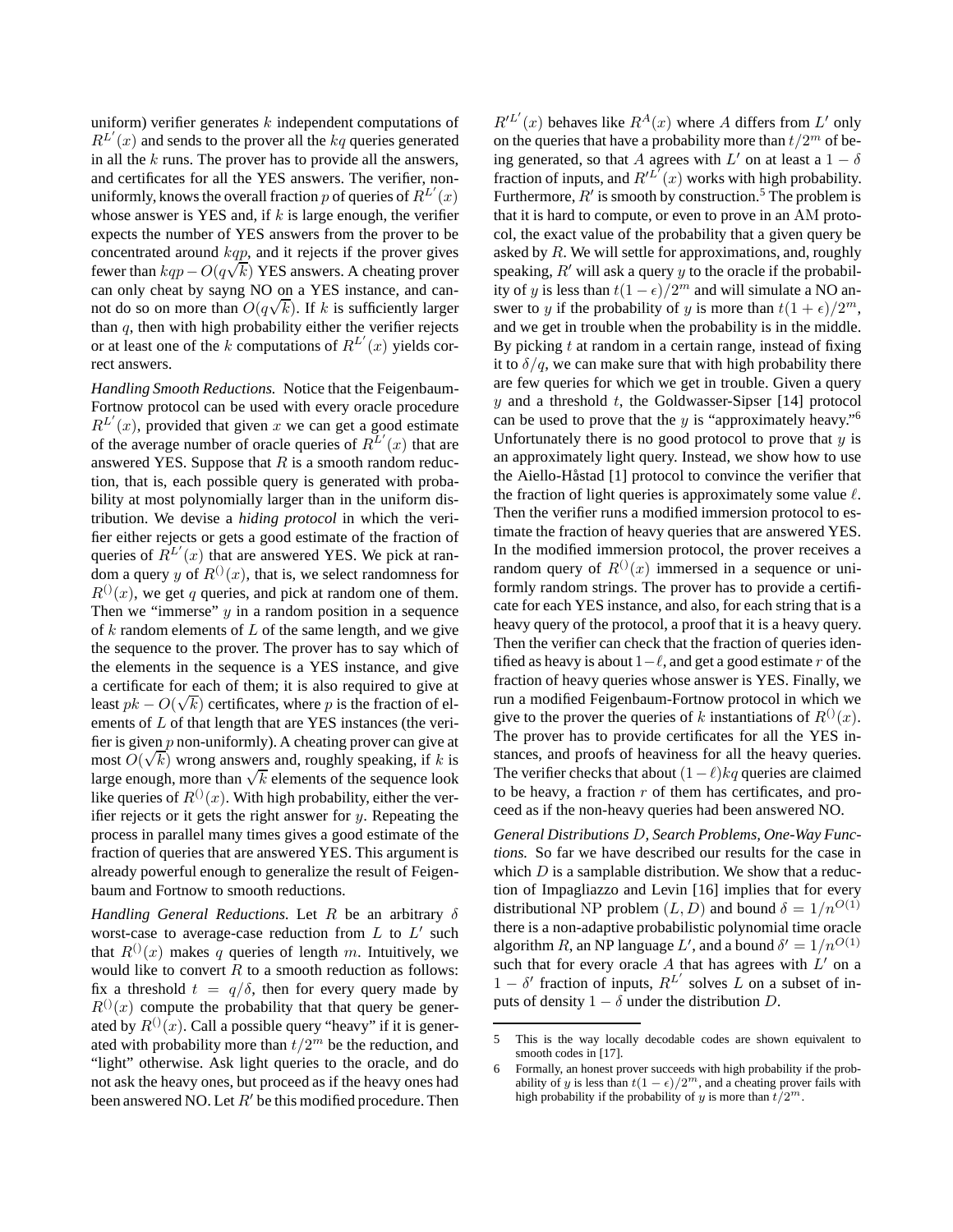uniform) verifier generates $k$ independent computations of $R^{L'}(x)$ and sends to the prover all the $kq$ queries generated in all the $k$ runs. The prover has to provide all the answers, and certificates for all the YES answers. The verifier, non-uniformly, knows the overall fraction $p$ of queries of $R^{L'}(x)$ whose answer is YES and, if $k$ is large enough, the verifier expects the number of YES answers from the prover to be concentrated around $kqp$, and it rejects if the prover gives fewer than $kqp - O(q\sqrt{k})$ YES answers. A cheating prover can only cheat by sayng NO on a YES instance, and cannot do so on more than $O(q\sqrt{k})$. If $k$ is sufficiently larger than $q$, then with high probability either the verifier rejects or at least one of the $k$ computations of $R^{L'}(x)$ yields correct answers.

*Handling Smooth Reductions.* Notice that the Feigenbaum-Fortnow protocol can be used with every oracle procedure $R^{L'}(x)$, provided that given $x$ we can get a good estimate of the average number of oracle queries of $R^{L'}(x)$ that are answered YES. Suppose that $R$ is a smooth random reduction, that is, each possible query is generated with probability at most polynomially larger than in the uniform distribution. We devise a *hiding protocol* in which the verifier either rejects or gets a good estimate of the fraction of queries of $R^{L'}(x)$ that are answered YES. We pick at random a query $y$ of $R^{()}(x)$, that is, we select randomness for $R^{()}(x)$, we get $q$ queries, and pick at random one of them. Then we "immerse" $y$ in a random position in a sequence of $k$ random elements of $L$ of the same length, and we give the sequence to the prover. The prover has to say which of the elements in the sequence is a YES instance, and give a certificate for each of them; it is also required to give at least $pk - O(\sqrt{k})$ certificates, where $p$ is the fraction of elements of $L$ of that length that are YES instances (the verifier is given $p$ non-uniformly). A cheating prover can give at most $O(\sqrt{k})$ wrong answers and, roughly speaking, if $k$ is large enough, more than $\sqrt{k}$ elements of the sequence look like queries of $R^{()}(x)$. With high probability, either the verifier rejects or it gets the right answer for $y$. Repeating the process in parallel many times gives a good estimate of the fraction of queries that are answered YES. This argument is already powerful enough to generalize the result of Feigenbaum and Fortnow to smooth reductions.

*Handling General Reductions.* Let $R$ be an arbitrary $\delta$ worst-case to average-case reduction from $L$ to $L'$ such that $R^{()}(x)$ makes $q$ queries of length $m$. Intuitively, we would like to convert $R$ to a smooth reduction as follows: fix a threshold $t = q/\delta$, then for every query made by $R^{()}(x)$ compute the probability that that query be generated by $R^{()}(x)$. Call a possible query "heavy" if it is generated with probability more than $t/2^m$ be the reduction, and "light" otherwise. Ask light queries to the oracle, and do not ask the heavy ones, but proceed as if the heavy ones had been answered NO. Let $R'$ be this modified procedure. Then $R'^{L'}(x)$ behaves like $R^A(x)$ where $A$ differs from $L'$ only on the queries that have a probability more than $t/2^m$ of being generated, so that $A$ agrees with $L'$ on at least a $1-\delta$ fraction of inputs, and $R'^{L'}(x)$ works with high probability. Furthermore, $R'$ is smooth by construction.[5] The problem is that it is hard to compute, or even to prove in an AM protocol, the exact value of the probability that a given query be asked by $R$. We will settle for approximations, and, roughly speaking, $R'$ will ask a query $y$ to the oracle if the probability of $y$ is less than $t(1-\epsilon)/2^m$ and will simulate a NO answer to $y$ if the probability of $y$ is more than $t(1+\epsilon)/2^m$, and we get in trouble when the probability is in the middle. By picking $t$ at random in a certain range, instead of fixing it to $\delta/q$, we can make sure that with high probability there are few queries for which we get in trouble. Given a query $y$ and a threshold $t$, the Goldwasser-Sipser [14] protocol can be used to prove that the $y$ is "approximately heavy."[6] Unfortunately there is no good protocol to prove that $y$ is an approximately light query. Instead, we show how to use the Aiello-Håstad [1] protocol to convince the verifier that the fraction of light queries is approximately some value $\ell$. Then the verifier runs a modified immersion protocol to estimate the fraction of heavy queries that are answered YES. In the modified immersion protocol, the prover receives a random query of $R^{()}(x)$ immersed in a sequence or uniformly random strings. The prover has to provide a certificate for each YES instance, and also, for each string that is a heavy query of the protocol, a proof that it is a heavy query. Then the verifier can check that the fraction of queries identified as heavy is about $1-\ell$, and get a good estimate $r$ of the fraction of heavy queries whose answer is YES. Finally, we run a modified Feigenbaum-Fortnow protocol in which we give to the prover the queries of $k$ instantiations of $R^{()}(x)$. The prover has to provide certificates for all the YES instances, and proofs of heaviness for all the heavy queries. The verifier checks that about $(1-\ell)kq$ queries are claimed to be heavy, a fraction $r$ of them has certificates, and proceed as if the non-heavy queries had been answered NO.

*General Distributions $D$, Search Problems, One-Way Functions.* So far we have described our results for the case in which $D$ is a samplable distribution. We show that a reduction of Impagliazzo and Levin [16] implies that for every distributional NP problem $(L, D)$ and bound $\delta = 1/n^{O(1)}$ there is a non-adaptive probabilistic polynomial time oracle algorithm $R$, an NP language $L'$, and a bound $\delta' = 1/n^{O(1)}$ such that for every oracle $A$ that has agrees with $L'$ on a $1-\delta'$ fraction of inputs, $R^{L'}$ solves $L$ on a subset of inputs of density $1-\delta$ under the distribution $D$.

---

5 This is the way locally decodable codes are shown equivalent to smooth codes in [17].

6 Formally, an honest prover succeeds with high probability if the probability of $y$ is less than $t(1-\epsilon)/2^m$, and a cheating prover fails with high probability if the probability of $y$ is more than $t/2^m$.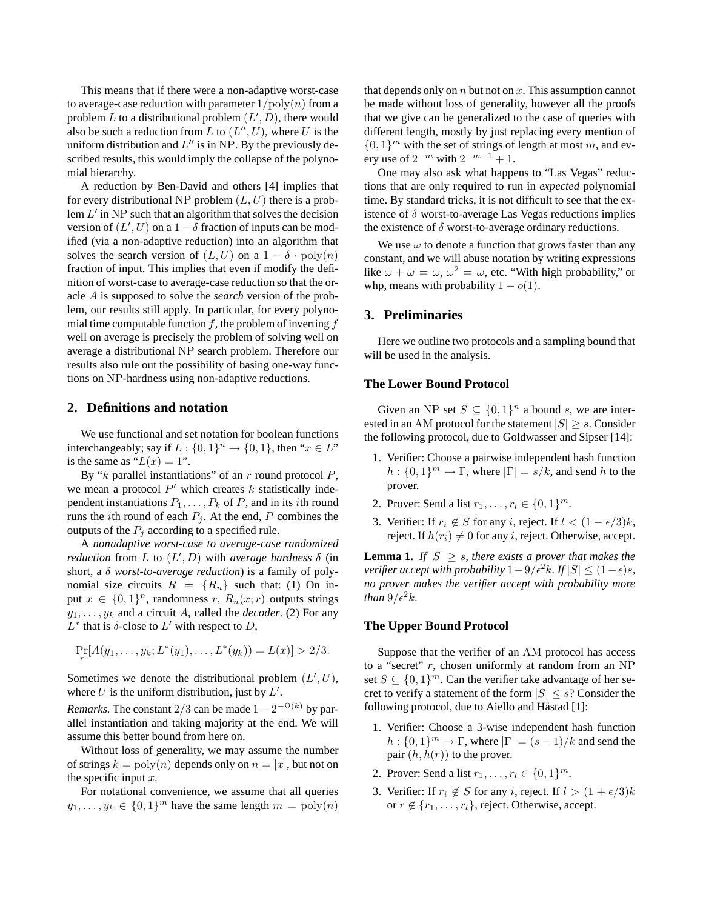This means that if there were a non-adaptive worst-case to average-case reduction with parameter $1/\mathrm{poly}(n)$ from a problem $L$ to a distributional problem $(L', D)$, there would also be such a reduction from $L$ to $(L'', U)$, where $U$ is the uniform distribution and $L''$ is in NP. By the previously described results, this would imply the collapse of the polynomial hierarchy.

A reduction by Ben-David and others [4] implies that for every distributional NP problem $(L, U)$ there is a problem $L'$ in NP such that an algorithm that solves the decision version of $(L', U)$ on a $1 - \delta$ fraction of inputs can be modified (via a non-adaptive reduction) into an algorithm that solves the search version of $(L, U)$ on a $1 - \delta \cdot \mathrm{poly}(n)$ fraction of input. This implies that even if modify the definition of worst-case to average-case reduction so that the oracle $A$ is supposed to solve the *search* version of the problem, our results still apply. In particular, for every polynomial time computable function $f$, the problem of inverting $f$ well on average is precisely the problem of solving well on average a distributional NP search problem. Therefore our results also rule out the possibility of basing one-way functions on NP-hardness using non-adaptive reductions.

## 2. Definitions and notation

We use functional and set notation for boolean functions interchangeably; say if $L : \{0, 1\}^n \to \{0, 1\}$, then "$x \in L$" is the same as "$L(x) = 1$".

By "$k$ parallel instantiations" of an $r$ round protocol $P$, we mean a protocol $P'$ which creates $k$ statistically independent instantiations $P_1, \ldots, P_k$ of $P$, and in its $i$th round runs the $i$th round of each $P_j$. At the end, $P$ combines the outputs of the $P_j$ according to a specified rule.

A *nonadaptive worst-case to average-case randomized reduction* from $L$ to $(L', D)$ with *average hardness* $\delta$ (in short, a $\delta$ *worst-to-average reduction*) is a family of polynomial size circuits $R = \{R_n\}$ such that: (1) On input $x \in \{0, 1\}^n$, randomness $r$, $R_n(x; r)$ outputs strings $y_1, \ldots, y_k$ and a circuit $A$, called the *decoder*. (2) For any $L^*$ that is $\delta$-close to $L'$ with respect to $D$,

$$\Pr_r[A(y_1, \ldots, y_k; L^*(y_1), \ldots, L^*(y_k)) = L(x)] > 2/3.$$

Sometimes we denote the distributional problem $(L', U)$, where $U$ is the uniform distribution, just by $L'$.

*Remarks.* The constant $2/3$ can be made $1 - 2^{-\Omega(k)}$ by parallel instantiation and taking majority at the end. We will assume this better bound from here on.

Without loss of generality, we may assume the number of strings $k = \mathrm{poly}(n)$ depends only on $n = |x|$, but not on the specific input $x$.

For notational convenience, we assume that all queries $y_1, \ldots, y_k \in \{0, 1\}^m$ have the same length $m = \mathrm{poly}(n)$ that depends only on $n$ but not on $x$. This assumption cannot be made without loss of generality, however all the proofs that we give can be generalized to the case of queries with different length, mostly by just replacing every mention of $\{0, 1\}^m$ with the set of strings of length at most $m$, and every use of $2^{-m}$ with $2^{-m-1} + 1$.

One may also ask what happens to "Las Vegas" reductions that are only required to run in *expected* polynomial time. By standard tricks, it is not difficult to see that the existence of $\delta$ worst-to-average Las Vegas reductions implies the existence of $\delta$ worst-to-average ordinary reductions.

We use $\omega$ to denote a function that grows faster than any constant, and we will abuse notation by writing expressions like $\omega + \omega = \omega$, $\omega^2 = \omega$, etc. "With high probability," or whp, means with probability $1 - o(1)$.

## 3. Preliminaries

Here we outline two protocols and a sampling bound that will be used in the analysis.

### The Lower Bound Protocol

Given an NP set $S \subseteq \{0, 1\}^n$ a bound $s$, we are interested in an AM protocol for the statement $|S| \geq s$. Consider the following protocol, due to Goldwasser and Sipser [14]:

1. Verifier: Choose a pairwise independent hash function $h : \{0, 1\}^m \to \Gamma$, where $|\Gamma| = s/k$, and send $h$ to the prover.
2. Prover: Send a list $r_1, \ldots, r_l \in \{0, 1\}^m$.
3. Verifier: If $r_i \notin S$ for any $i$, reject. If $l < (1 - \epsilon/3)k$, reject. If $h(r_i) \neq 0$ for any $i$, reject. Otherwise, accept.

**Lemma 1.** *If $|S| \geq s$, there exists a prover that makes the verifier accept with probability $1 - 9/\epsilon^2 k$. If $|S| \leq (1 - \epsilon)s$, no prover makes the verifier accept with probability more than $9/\epsilon^2 k$.*

### The Upper Bound Protocol

Suppose that the verifier of an AM protocol has access to a "secret" $r$, chosen uniformly at random from an NP set $S \subseteq \{0, 1\}^m$. Can the verifier take advantage of her secret to verify a statement of the form $|S| \leq s$? Consider the following protocol, due to Aiello and Håstad [1]:

1. Verifier: Choose a 3-wise independent hash function $h : \{0, 1\}^m \to \Gamma$, where $|\Gamma| = (s - 1)/k$ and send the pair $(h, h(r))$ to the prover.
2. Prover: Send a list $r_1, \ldots, r_l \in \{0, 1\}^m$.
3. Verifier: If $r_i \notin S$ for any $i$, reject. If $l > (1 + \epsilon/3)k$ or $r \notin \{r_1, \ldots, r_l\}$, reject. Otherwise, accept.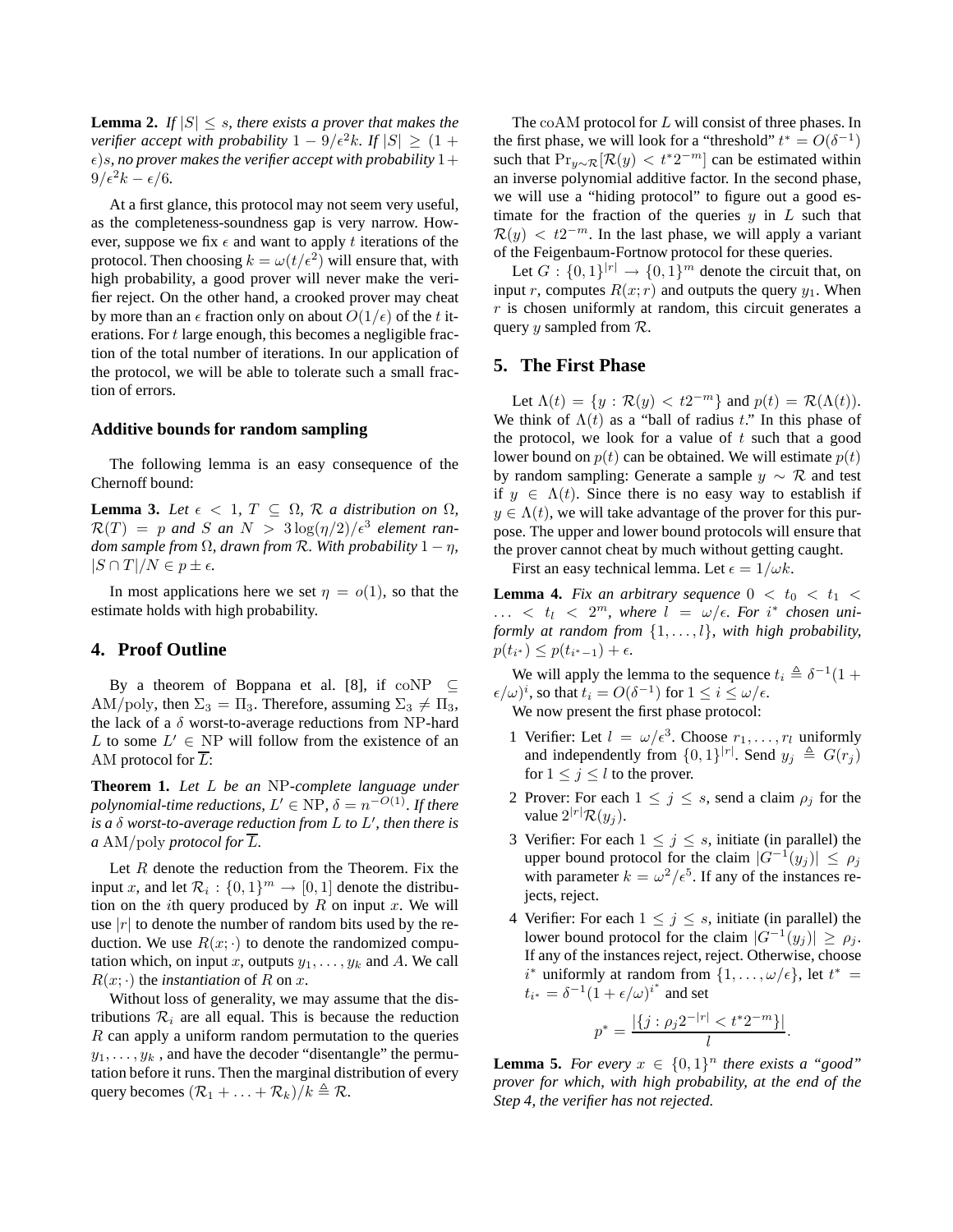**Lemma 2.** *If $|S| \leq s$, there exists a prover that makes the verifier accept with probability $1 - 9/\epsilon^2 k$. If $|S| \geq (1+\epsilon)s$, no prover makes the verifier accept with probability $1 + 9/\epsilon^2 k - \epsilon/6$.*

At a first glance, this protocol may not seem very useful, as the completeness-soundness gap is very narrow. However, suppose we fix $\epsilon$ and want to apply $t$ iterations of the protocol. Then choosing $k = \omega(t/\epsilon^2)$ will ensure that, with high probability, a good prover will never make the verifier reject. On the other hand, a crooked prover may cheat by more than an $\epsilon$ fraction only on about $O(1/\epsilon)$ of the $t$ iterations. For $t$ large enough, this becomes a negligible fraction of the total number of iterations. In our application of the protocol, we will be able to tolerate such a small fraction of errors.

### Additive bounds for random sampling

The following lemma is an easy consequence of the Chernoff bound:

**Lemma 3.** *Let $\epsilon < 1$, $T \subseteq \Omega$, $\mathcal{R}$ a distribution on $\Omega$, $\mathcal{R}(T) = p$ and $S$ an $N > 3\log(\eta/2)/\epsilon^3$ element random sample from $\Omega$, drawn from $\mathcal{R}$. With probability $1 - \eta$, $|S \cap T|/N \in p \pm \epsilon$.*

In most applications here we set $\eta = o(1)$, so that the estimate holds with high probability.

## 4. Proof Outline

By a theorem of Boppana et al. [8], if $\mathrm{coNP} \subseteq \mathrm{AM/poly}$, then $\Sigma_3 = \Pi_3$. Therefore, assuming $\Sigma_3 \neq \Pi_3$, the lack of a $\delta$ worst-to-average reductions from NP-hard $L$ to some $L' \in \mathrm{NP}$ will follow from the existence of an AM protocol for $\overline{L}$:

**Theorem 1.** *Let $L$ be an NP-complete language under polynomial-time reductions, $L' \in \mathrm{NP}$, $\delta = n^{-O(1)}$. If there is a $\delta$ worst-to-average reduction from $L$ to $L'$, then there is a $\mathrm{AM/poly}$ protocol for $\overline{L}$.*

Let $R$ denote the reduction from the Theorem. Fix the input $x$, and let $\mathcal{R}_i : \{0,1\}^m \to [0,1]$ denote the distribution on the $i$th query produced by $R$ on input $x$. We will use $|r|$ to denote the number of random bits used by the reduction. We use $R(x;\cdot)$ to denote the randomized computation which, on input $x$, outputs $y_1, \ldots, y_k$ and $A$. We call $R(x;\cdot)$ the *instantiation* of $R$ on $x$.

Without loss of generality, we may assume that the distributions $\mathcal{R}_i$ are all equal. This is because the reduction $R$ can apply a uniform random permutation to the queries $y_1, \ldots, y_k$, and have the decoder "disentangle" the permutation before it runs. Then the marginal distribution of every query becomes $(\mathcal{R}_1 + \ldots + \mathcal{R}_k)/k \triangleq \mathcal{R}$.

The coAM protocol for $L$ will consist of three phases. In the first phase, we will look for a "threshold" $t^* = O(\delta^{-1})$ such that $\Pr_{y\sim\mathcal{R}}[\mathcal{R}(y) < t^* 2^{-m}]$ can be estimated within an inverse polynomial additive factor. In the second phase, we will use a "hiding protocol" to figure out a good estimate for the fraction of the queries $y$ in $L$ such that $\mathcal{R}(y) < t2^{-m}$. In the last phase, we will apply a variant of the Feigenbaum-Fortnow protocol for these queries.

Let $G : \{0,1\}^{|r|} \to \{0,1\}^m$ denote the circuit that, on input $r$, computes $R(x;r)$ and outputs the query $y_1$. When $r$ is chosen uniformly at random, this circuit generates a query $y$ sampled from $\mathcal{R}$.

## 5. The First Phase

Let $\Lambda(t) = \{y : \mathcal{R}(y) < t2^{-m}\}$ and $p(t) = \mathcal{R}(\Lambda(t))$. We think of $\Lambda(t)$ as a "ball of radius $t$." In this phase of the protocol, we look for a value of $t$ such that a good lower bound on $p(t)$ can be obtained. We will estimate $p(t)$ by random sampling: Generate a sample $y \sim \mathcal{R}$ and test if $y \in \Lambda(t)$. Since there is no easy way to establish if $y \in \Lambda(t)$, we will take advantage of the prover for this purpose. The upper and lower bound protocols will ensure that the prover cannot cheat by much without getting caught.

First an easy technical lemma. Let $\epsilon = 1/\omega k$.

**Lemma 4.** *Fix an arbitrary sequence $0 < t_0 < t_1 < \ldots < t_l < 2^m$, where $l = \omega/\epsilon$. For $i^*$ chosen uniformly at random from $\{1, \ldots, l\}$, with high probability, $p(t_{i^*}) \leq p(t_{i^*-1}) + \epsilon$.*

We will apply the lemma to the sequence $t_i \triangleq \delta^{-1}(1 + \epsilon/\omega)^i$, so that $t_i = O(\delta^{-1})$ for $1 \leq i \leq \omega/\epsilon$.

We now present the first phase protocol:

1. Verifier: Let $l = \omega/\epsilon^3$. Choose $r_1, \ldots, r_l$ uniformly and independently from $\{0,1\}^{|r|}$. Send $y_j \triangleq G(r_j)$ for $1 \leq j \leq l$ to the prover.
2. Prover: For each $1 \leq j \leq s$, send a claim $\rho_j$ for the value $2^{|r|}\mathcal{R}(y_j)$.
3. Verifier: For each $1 \leq j \leq s$, initiate (in parallel) the upper bound protocol for the claim $|G^{-1}(y_j)| \leq \rho_j$ with parameter $k = \omega^2/\epsilon^5$. If any of the instances rejects, reject.
4. Verifier: For each $1 \leq j \leq s$, initiate (in parallel) the lower bound protocol for the claim $|G^{-1}(y_j)| \geq \rho_j$. If any of the instances reject, reject. Otherwise, choose $i^*$ uniformly at random from $\{1, \ldots, \omega/\epsilon\}$, let $t^* = t_{i^*} = \delta^{-1}(1 + \epsilon/\omega)^{i^*}$ and set
$$p^* = \frac{|\{j : \rho_j 2^{-|r|} < t^* 2^{-m}\}|}{l}.$$

**Lemma 5.** *For every $x \in \{0,1\}^n$ there exists a "good" prover for which, with high probability, at the end of the Step 4, the verifier has not rejected.*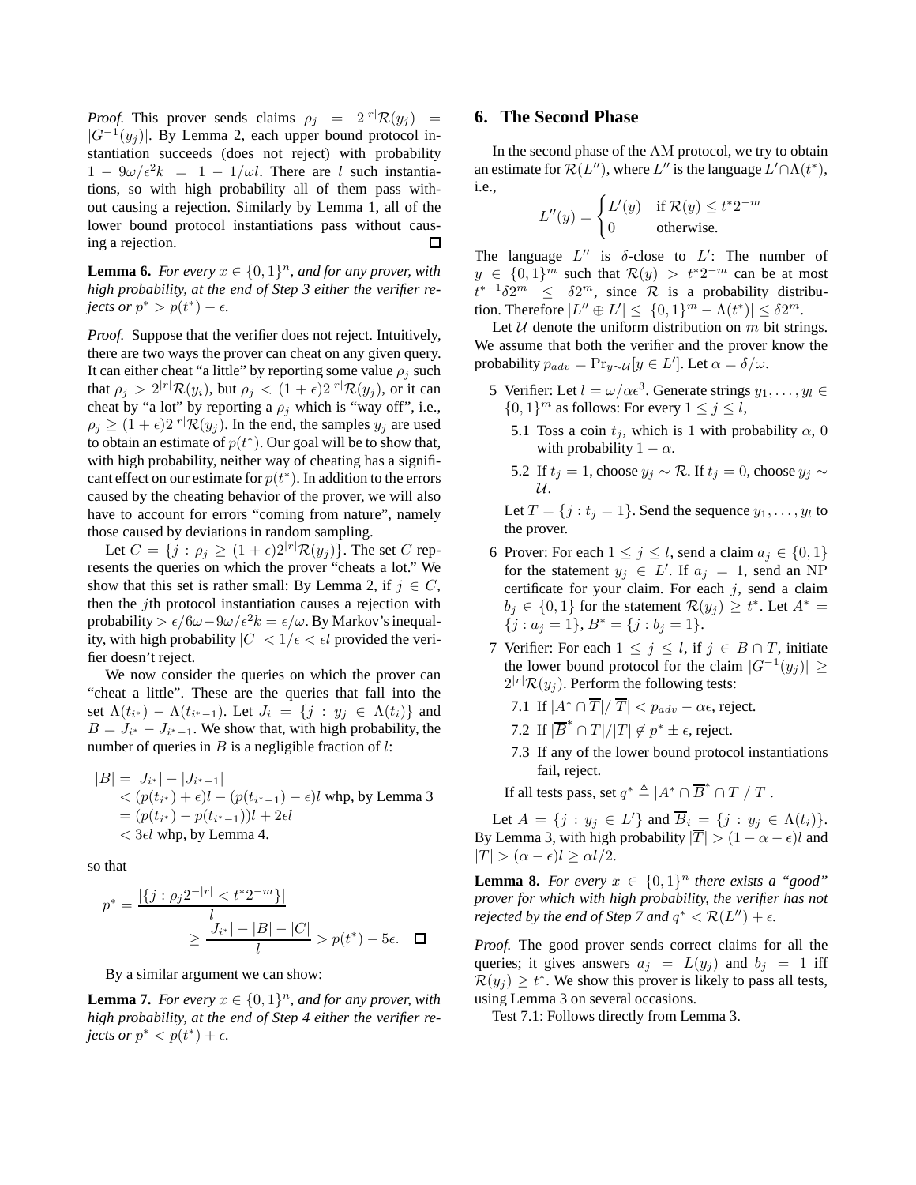*Proof.* This prover sends claims $\rho_j = 2^{|r|}\mathcal{R}(y_j) = |G^{-1}(y_j)|$. By Lemma 2, each upper bound protocol instantiation succeeds (does not reject) with probability $1 - 9\omega/\epsilon^2 k = 1 - 1/\omega l$. There are $l$ such instantiations, so with high probability all of them pass without causing a rejection. Similarly by Lemma 1, all of the lower bound protocol instantiations pass without causing a rejection. □

**Lemma 6.** *For every $x \in \{0,1\}^n$, and for any prover, with high probability, at the end of Step 3 either the verifier rejects or $p^* > p(t^*) - \epsilon$.*

*Proof.* Suppose that the verifier does not reject. Intuitively, there are two ways the prover can cheat on any given query. It can either cheat "a little" by reporting some value $\rho_j$ such that $\rho_j > 2^{|r|}\mathcal{R}(y_i)$, but $\rho_j < (1+\epsilon)2^{|r|}\mathcal{R}(y_j)$, or it can cheat by "a lot" by reporting a $\rho_j$ which is "way off", i.e., $\rho_j \geq (1+\epsilon)2^{|r|}\mathcal{R}(y_j)$. In the end, the samples $y_j$ are used to obtain an estimate of $p(t^*)$. Our goal will be to show that, with high probability, neither way of cheating has a significant effect on our estimate for $p(t^*)$. In addition to the errors caused by the cheating behavior of the prover, we will also have to account for errors "coming from nature", namely those caused by deviations in random sampling.

Let $C = \{j : \rho_j \geq (1+\epsilon)2^{|r|}\mathcal{R}(y_j)\}$. The set $C$ represents the queries on which the prover "cheats a lot." We show that this set is rather small: By Lemma 2, if $j \in C$, then the $j$th protocol instantiation causes a rejection with probability $> \epsilon/6\omega - 9\omega/\epsilon^2 k = \epsilon/\omega$. By Markov's inequality, with high probability $|C| < 1/\epsilon < \epsilon l$ provided the verifier doesn't reject.

We now consider the queries on which the prover can "cheat a little". These are the queries that fall into the set $\Lambda(t_{i^*}) - \Lambda(t_{i^*-1})$. Let $J_i = \{j : y_j \in \Lambda(t_i)\}$ and $B = J_{i^*} - J_{i^*-1}$. We show that, with high probability, the number of queries in $B$ is a negligible fraction of $l$:

$$
\begin{aligned}
|B| &= |J_{i^*}| - |J_{i^*-1}| \\
&< (p(t_{i^*}) + \epsilon)l - (p(t_{i^*-1}) - \epsilon)l \text{ whp, by Lemma 3} \\
&= (p(t_{i^*}) - p(t_{i^*-1}))l + 2\epsilon l \\
&< 3\epsilon l \text{ whp, by Lemma 4.}
\end{aligned}
$$

so that

$$
p^* = \frac{|\{j : \rho_j 2^{-|r|} < t^* 2^{-m}\}|}{l} \geq \frac{|J_{i^*}| - |B| - |C|}{l} > p(t^*) - 5\epsilon. \quad \square
$$

By a similar argument we can show:

**Lemma 7.** *For every $x \in \{0,1\}^n$, and for any prover, with high probability, at the end of Step 4 either the verifier rejects or $p^* < p(t^*) + \epsilon$.*

## 6. The Second Phase

In the second phase of the AM protocol, we try to obtain an estimate for $\mathcal{R}(L'')$, where $L''$ is the language $L' \cap \Lambda(t^*)$, i.e.,

$$
L''(y) = \begin{cases} L'(y) & \text{if } \mathcal{R}(y) \leq t^* 2^{-m} \\ 0 & \text{otherwise.} \end{cases}
$$

The language $L''$ is $\delta$-close to $L'$: The number of $y \in \{0,1\}^m$ such that $\mathcal{R}(y) > t^* 2^{-m}$ can be at most $t^{*-1}\delta 2^m \leq \delta 2^m$, since $\mathcal{R}$ is a probability distribution. Therefore $|L'' \oplus L'| \leq |\{0,1\}^m - \Lambda(t^*)| \leq \delta 2^m$.

Let $\mathcal{U}$ denote the uniform distribution on $m$ bit strings. We assume that both the verifier and the prover know the probability $p_{adv} = \Pr_{y\sim\mathcal{U}}[y \in L']$. Let $\alpha = \delta/\omega$.

5 Verifier: Let $l = \omega/\alpha\epsilon^3$. Generate strings $y_1, \ldots, y_l \in \{0,1\}^m$ as follows: For every $1 \leq j \leq l$,

  5.1 Toss a coin $t_j$, which is 1 with probability $\alpha$, 0 with probability $1-\alpha$.

  5.2 If $t_j = 1$, choose $y_j \sim \mathcal{R}$. If $t_j = 0$, choose $y_j \sim \mathcal{U}$.

  Let $T = \{j : t_j = 1\}$. Send the sequence $y_1, \ldots, y_l$ to the prover.

6 Prover: For each $1 \leq j \leq l$, send a claim $a_j \in \{0,1\}$ for the statement $y_j \in L'$. If $a_j = 1$, send an NP certificate for your claim. For each $j$, send a claim $b_j \in \{0,1\}$ for the statement $\mathcal{R}(y_j) \geq t^*$. Let $A^* = \{j : a_j = 1\}$, $B^* = \{j : b_j = 1\}$.

7 Verifier: For each $1 \leq j \leq l$, if $j \in B \cap T$, initiate the lower bound protocol for the claim $|G^{-1}(y_j)| \geq 2^{|r|}\mathcal{R}(y_j)$. Perform the following tests:

  7.1 If $|A^* \cap \overline{T}|/|\overline{T}| < p_{adv} - \alpha\epsilon$, reject.

  7.2 If $|\overline{B}^* \cap T|/|T| \notin p^* \pm \epsilon$, reject.

  7.3 If any of the lower bound protocol instantiations fail, reject.

  If all tests pass, set $q^* \triangleq |A^* \cap \overline{B}^* \cap T|/|T|$.

Let $A = \{j : y_j \in L'\}$ and $\overline{B}_i = \{j : y_j \in \Lambda(t_i)\}$. By Lemma 3, with high probability $|\overline{T}| > (1 - \alpha - \epsilon)l$ and $|T| > (\alpha - \epsilon)l \geq \alpha l/2$.

**Lemma 8.** *For every $x \in \{0,1\}^n$ there exists a "good" prover for which with high probability, the verifier has not rejected by the end of Step 7 and $q^* < \mathcal{R}(L'') + \epsilon$.*

*Proof.* The good prover sends correct claims for all the queries; it gives answers $a_j = L(y_j)$ and $b_j = 1$ iff $\mathcal{R}(y_j) \geq t^*$. We show this prover is likely to pass all tests, using Lemma 3 on several occasions.

Test 7.1: Follows directly from Lemma 3.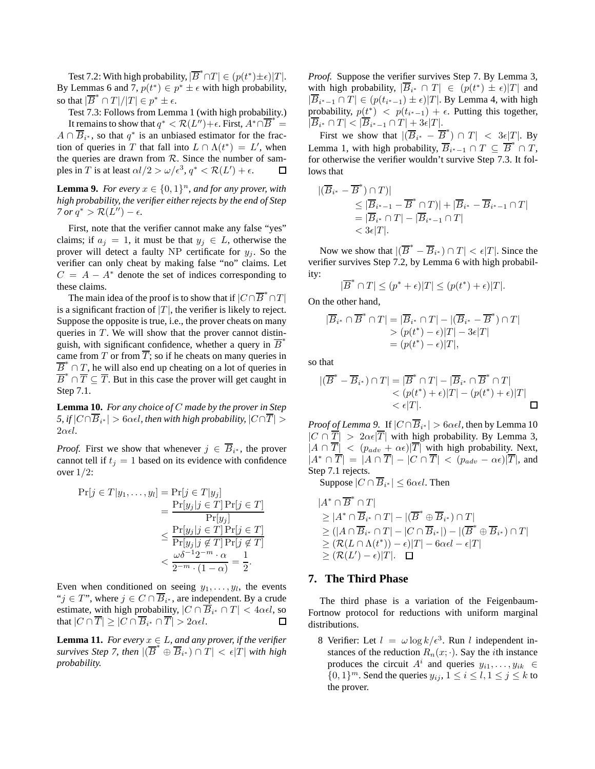Test 7.2: With high probability, $|\overline{B}^* \cap T| \in (p(t^*) \pm \epsilon)|T|$. By Lemmas 6 and 7, $p(t^*) \in p^* \pm \epsilon$ with high probability, so that $|\overline{B}^* \cap T|/|T| \in p^* \pm \epsilon$.

Test 7.3: Follows from Lemma 1 (with high probability.)

It remains to show that $q^* < \mathcal{R}(L'') + \epsilon$. First, $A^* \cap \overline{B}^* = A \cap \overline{B}_{i^*}$, so that $q^*$ is an unbiased estimator for the fraction of queries in $T$ that fall into $L \cap \Lambda(t^*) = L'$, when the queries are drawn from $\mathcal{R}$. Since the number of samples in $T$ is at least $\alpha l/2 > \omega/\epsilon^3$, $q^* < \mathcal{R}(L') + \epsilon$. $\square$

**Lemma 9.** *For every $x \in \{0,1\}^n$, and for any prover, with high probability, the verifier either rejects by the end of Step 7 or $q^* > \mathcal{R}(L'') - \epsilon$.*

First, note that the verifier cannot make any false "yes" claims; if $a_j = 1$, it must be that $y_j \in L$, otherwise the prover will detect a faulty NP certificate for $y_j$. So the verifier can only cheat by making false "no" claims. Let $C = A - A^*$ denote the set of indices corresponding to these claims.

The main idea of the proof is to show that if $|C \cap \overline{B}^* \cap T|$ is a significant fraction of $|T|$, the verifier is likely to reject. Suppose the opposite is true, i.e., the prover cheats on many queries in $T$. We will show that the prover cannot distinguish, with significant confidence, whether a query in $\overline{B}^*$ came from $T$ or from $\overline{T}$; so if he cheats on many queries in $\overline{B}^* \cap T$, he will also end up cheating on a lot of queries in $\overline{B}^* \cap \overline{T} \subseteq \overline{T}$. But in this case the prover will get caught in Step 7.1.

**Lemma 10.** *For any choice of $C$ made by the prover in Step 5, if $|C \cap \overline{B}_{i^*}| > 6\alpha\epsilon l$, then with high probability, $|C \cap \overline{T}| > 2\alpha\epsilon l$.*

*Proof.* First we show that whenever $j \in \overline{B}_{i^*}$, the prover cannot tell if $t_j = 1$ based on its evidence with confidence over $1/2$:

$$
\begin{aligned}
\Pr[j \in T | y_1, \ldots, y_l] &= \Pr[j \in T | y_j] \\
&= \frac{\Pr[y_j | j \in T] \Pr[j \in T]}{\Pr[y_j]} \\
&\leq \frac{\Pr[y_j | j \in T] \Pr[j \in T]}{\Pr[y_j | j \notin T] \Pr[j \notin T]} \\
&< \frac{\omega \delta^{-1} 2^{-m} \cdot \alpha}{2^{-m} \cdot (1-\alpha)} = \frac{1}{2}.
\end{aligned}
$$

Even when conditioned on seeing $y_1, \ldots, y_l$, the events "$j \in T$", where $j \in C \cap \overline{B}_{i^*}$, are independent. By a crude estimate, with high probability, $|C \cap \overline{B}_{i^*} \cap T| < 4\alpha\epsilon l$, so that $|C \cap \overline{T}| \geq |C \cap \overline{B}_{i^*} \cap \overline{T}| > 2\alpha\epsilon l$. $\square$

**Lemma 11.** *For every $x \in L$, and any prover, if the verifier survives Step 7, then $|(\overline{B}^* \oplus \overline{B}_{i^*}) \cap T| < \epsilon |T|$ with high probability.*

*Proof.* Suppose the verifier survives Step 7. By Lemma 3, with high probability, $|\overline{B}_{i^*} \cap T| \in (p(t^*) \pm \epsilon)|T|$ and $|\overline{B}_{i^*-1} \cap T| \in (p(t_{i^*-1}) \pm \epsilon)|T|$. By Lemma 4, with high probability, $p(t^*) < p(t_{i^*-1}) + \epsilon$. Putting this together, $|\overline{B}_{i^*} \cap T| < |\overline{B}_{i^*-1} \cap T| + 3\epsilon|T|$.

First we show that $|(\overline{B}_{i^*} - \overline{B}^*) \cap T| < 3\epsilon|T|$. By Lemma 1, with high probability, $\overline{B}_{i^*-1} \cap T \subseteq \overline{B}^* \cap T$, for otherwise the verifier wouldn't survive Step 7.3. It follows that

$$
\begin{aligned}
&|(\overline{B}_{i^*} - \overline{B}^*) \cap T)| \\
&\qquad \leq |\overline{B}_{i^*-1} - \overline{B}^* \cap T)| + |\overline{B}_{i^*} - \overline{B}_{i^*-1} \cap T| \\
&\qquad = |\overline{B}_{i^*} \cap T| - |\overline{B}_{i^*-1} \cap T| \\
&\qquad < 3\epsilon |T|.
\end{aligned}
$$

Now we show that $|(\overline{B}^* - \overline{B}_{i^*}) \cap T| < \epsilon|T|$. Since the verifier survives Step 7.2, by Lemma 6 with high probability:

$$
|\overline{B}^* \cap T| \leq (p^* + \epsilon)|T| \leq (p(t^*) + \epsilon)|T|.
$$

On the other hand,

$$
\begin{aligned}
|\overline{B}_{i^*} \cap \overline{B}^* \cap T| &= |\overline{B}_{i^*} \cap T| - |(\overline{B}_{i^*} - \overline{B}^*) \cap T| \\
&> (p(t^*) - \epsilon)|T| - 3\epsilon|T| \\
&= (p(t^*) - \epsilon)|T|,
\end{aligned}
$$

so that

$$
\begin{aligned}
|(\overline{B}^* - \overline{B}_{i^*}) \cap T| &= |\overline{B}^* \cap T| - |\overline{B}_{i^*} \cap \overline{B}^* \cap T| \\
&< (p(t^*) + \epsilon)|T| - (p(t^*) + \epsilon)|T| \\
&< \epsilon|T|.
\end{aligned}
$$

$\square$

*Proof of Lemma 9.* If $|C \cap \overline{B}_{i^*}| > 6\alpha\epsilon l$, then by Lemma 10 $|C \cap \overline{T}| > 2\alpha\epsilon|\overline{T}|$ with high probability. By Lemma 3, $|A \cap \overline{T}| < (p_{adv} + \alpha\epsilon)|\overline{T}|$ with high probability. Next, $|A^* \cap \overline{T}| = |A \cap \overline{T}| - |C \cap \overline{T}| < (p_{adv} - \alpha\epsilon)|\overline{T}|$, and Step 7.1 rejects.

Suppose $|C \cap \overline{B}_{i^*}| \leq 6\alpha\epsilon l$. Then

$$
\begin{aligned}
&|A^* \cap \overline{B}^* \cap T| \\
&\geq |A^* \cap \overline{B}_{i^*} \cap T| - |(\overline{B}^* \oplus \overline{B}_{i^*}) \cap T| \\
&\geq (|A \cap \overline{B}_{i^*} \cap T| - |C \cap \overline{B}_{i^*}|) - |(\overline{B}^* \oplus \overline{B}_{i^*}) \cap T| \\
&\geq (\mathcal{R}(L \cap \Lambda(t^*)) - \epsilon)|T| - 6\alpha\epsilon l - \epsilon|T| \\
&\geq (\mathcal{R}(L') - \epsilon)|T|. \quad \square
\end{aligned}
$$

## 7. The Third Phase

The third phase is a variation of the Feigenbaum-Fortnow protocol for reductions with uniform marginal distributions.

8. Verifier: Let $l = \omega \log k/\epsilon^3$. Run $l$ independent instances of the reduction $R_n(x; \cdot)$. Say the $i$th instance produces the circuit $A^i$ and queries $y_{i1}, \ldots, y_{ik} \in \{0,1\}^m$. Send the queries $y_{ij}$, $1 \leq i \leq l, 1 \leq j \leq k$ to the prover.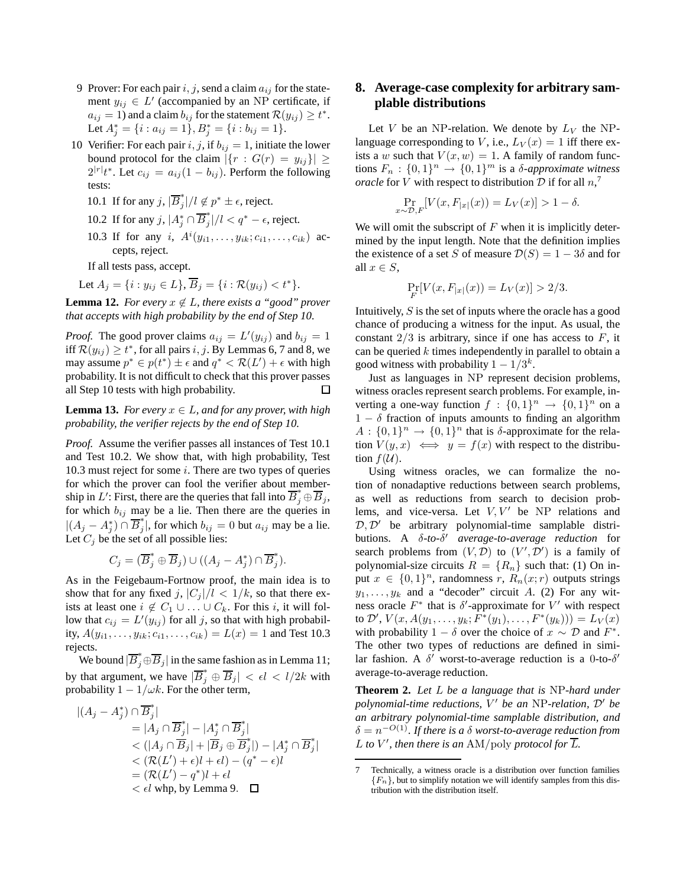9 Prover: For each pair $i, j$, send a claim $a_{ij}$ for the statement $y_{ij} \in L'$ (accompanied by an NP certificate, if $a_{ij} = 1$) and a claim $b_{ij}$ for the statement $\mathcal{R}(y_{ij}) \geq t^*$. Let $A_j^* = \{i : a_{ij} = 1\}, B_j^* = \{i : b_{ij} = 1\}$.

10 Verifier: For each pair $i, j$, if $b_{ij} = 1$, initiate the lower bound protocol for the claim $|\{r : G(r) = y_{ij}\}| \geq 2^{|r|}t^*$. Let $c_{ij} = a_{ij}(1 - b_{ij})$. Perform the following tests:

   10.1 If for any $j$, $|\overline{B}_j^*|/l \notin p^* \pm \epsilon$, reject.

   10.2 If for any $j$, $|A_j^* \cap \overline{B}_j^*|/l < q^* - \epsilon$, reject.

   10.3 If for any $i$, $A^i(y_{i1}, \ldots, y_{ik}; c_{i1}, \ldots, c_{ik})$ accepts, reject.

   If all tests pass, accept.

Let $A_j = \{i : y_{ij} \in L\}, \overline{B}_j = \{i : \mathcal{R}(y_{ij}) < t^*\}$.

**Lemma 12.** *For every $x \notin L$, there exists a "good" prover that accepts with high probability by the end of Step 10.*

*Proof.* The good prover claims $a_{ij} = L'(y_{ij})$ and $b_{ij} = 1$ iff $\mathcal{R}(y_{ij}) \geq t^*$, for all pairs $i, j$. By Lemmas 6, 7 and 8, we may assume $p^* \in p(t^*) \pm \epsilon$ and $q^* < \mathcal{R}(L') + \epsilon$ with high probability. It is not difficult to check that this prover passes all Step 10 tests with high probability. □

**Lemma 13.** *For every $x \in L$, and for any prover, with high probability, the verifier rejects by the end of Step 10.*

*Proof.* Assume the verifier passes all instances of Test 10.1 and Test 10.2. We show that, with high probability, Test 10.3 must reject for some $i$. There are two types of queries for which the prover can fool the verifier about membership in $L'$: First, there are the queries that fall into $\overline{B}_j^* \oplus \overline{B}_j$, for which $b_{ij}$ may be a lie. Then there are the queries in $|(A_j - A_j^*) \cap \overline{B}_j^*|$, for which $b_{ij} = 0$ but $a_{ij}$ may be a lie. Let $C_j$ be the set of all possible lies:

$$C_j = (\overline{B}_j^* \oplus \overline{B}_j) \cup ((A_j - A_j^*) \cap \overline{B}_j^*).$$

As in the Feigebaum-Fortnow proof, the main idea is to show that for any fixed $j$, $|C_j|/l < 1/k$, so that there exists at least one $i \notin C_1 \cup \ldots \cup C_k$. For this $i$, it will follow that $c_{ij} = L'(y_{ij})$ for all $j$, so that with high probability, $A(y_{i1}, \ldots, y_{ik}; c_{i1}, \ldots, c_{ik}) = L(x) = 1$ and Test 10.3 rejects.

We bound $|\overline{B}_j^* \oplus \overline{B}_j|$ in the same fashion as in Lemma 11; by that argument, we have $|\overline{B}_j^* \oplus \overline{B}_j| < \epsilon l < l/2k$ with probability $1 - 1/\omega k$. For the other term,

$$\begin{aligned}
|(A_j - A_j^*) \cap \overline{B}_j^*| &\\
&= |A_j \cap \overline{B}_j^*| - |A_j^* \cap \overline{B}_j^*| \\
&< (|A_j \cap \overline{B}_j| + |\overline{B}_j \oplus \overline{B}_j^*|) - |A_j^* \cap \overline{B}_j^*| \\
&< (\mathcal{R}(L') + \epsilon)l + \epsilon l) - (q^* - \epsilon)l \\
&= (\mathcal{R}(L') - q^*)l + \epsilon l \\
&< \epsilon l \text{ whp, by Lemma 9.}
\end{aligned}$$

□

## 8. Average-case complexity for arbitrary samplable distributions

Let $V$ be an NP-relation. We denote by $L_V$ the NP-language corresponding to $V$, i.e., $L_V(x) = 1$ iff there exists a $w$ such that $V(x, w) = 1$. A family of random functions $F_n : \{0,1\}^n \to \{0,1\}^m$ is a *$\delta$-approximate witness oracle* for $V$ with respect to distribution $\mathcal{D}$ if for all $n$,[7]

$$\Pr_{x \sim \mathcal{D}, F}[V(x, F_{|x|}(x)) = L_V(x)] > 1 - \delta.$$

We will omit the subscript of $F$ when it is implicitly determined by the input length. Note that the definition implies the existence of a set $S$ of measure $\mathcal{D}(S) = 1 - 3\delta$ and for all $x \in S$,

$$\Pr_F[V(x, F_{|x|}(x)) = L_V(x)] > 2/3.$$

Intuitively, $S$ is the set of inputs where the oracle has a good chance of producing a witness for the input. As usual, the constant $2/3$ is arbitrary, since if one has access to $F$, it can be queried $k$ times independently in parallel to obtain a good witness with probability $1 - 1/3^k$.

Just as languages in NP represent decision problems, witness oracles represent search problems. For example, inverting a one-way function $f : \{0,1\}^n \to \{0,1\}^n$ on a $1 - \delta$ fraction of inputs amounts to finding an algorithm $A : \{0,1\}^n \to \{0,1\}^n$ that is $\delta$-approximate for the relation $V(y, x) \iff y = f(x)$ with respect to the distribution $f(\mathcal{U})$.

Using witness oracles, we can formalize the notion of nonadaptive reductions between search problems, as well as reductions from search to decision problems, and vice-versa. Let $V, V'$ be NP relations and $\mathcal{D}, \mathcal{D}'$ be arbitrary polynomial-time samplable distributions. A *$\delta$-to-$\delta'$ average-to-average reduction* for search problems from $(V, \mathcal{D})$ to $(V', \mathcal{D}')$ is a family of polynomial-size circuits $R = \{R_n\}$ such that: (1) On input $x \in \{0,1\}^n$, randomness $r$, $R_n(x; r)$ outputs strings $y_1, \ldots, y_k$ and a "decoder" circuit $A$. (2) For any witness oracle $F^*$ that is $\delta'$-approximate for $V'$ with respect to $\mathcal{D}'$, $V(x, A(y_1, \ldots, y_k; F^*(y_1), \ldots, F^*(y_k))) = L_V(x)$ with probability $1 - \delta$ over the choice of $x \sim \mathcal{D}$ and $F^*$. The other two types of reductions are defined in similar fashion. A $\delta'$ worst-to-average reduction is a 0-to-$\delta'$ average-to-average reduction.

**Theorem 2.** *Let $L$ be a language that is* NP*-hard under polynomial-time reductions, $V'$ be an* NP*-relation, $\mathcal{D}'$ be an arbitrary polynomial-time samplable distribution, and $\delta = n^{-O(1)}$. If there is a $\delta$ worst-to-average reduction from $L$ to $V'$, then there is an* AM/poly *protocol for $\overline{L}$.*

---

[7] Technically, a witness oracle is a distribution over function families $\{F_n\}$, but to simplify notation we will identify samples from this distribution with the distribution itself.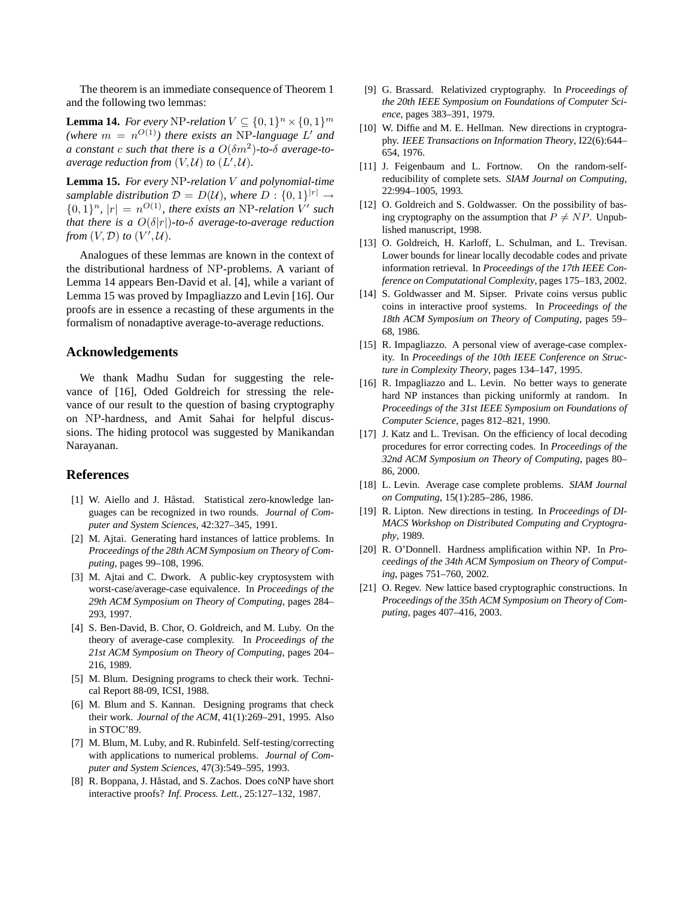The theorem is an immediate consequence of Theorem 1 and the following two lemmas:

**Lemma 14.** *For every* NP*-relation* $V \subseteq \{0,1\}^n \times \{0,1\}^m$ *(where* $m = n^{O(1)}$*) there exists an* NP*-language* $L'$ *and a constant* $c$ *such that there is a* $O(\delta m^2)$*-to-*$\delta$ *average-to-average reduction from* $(V, \mathcal{U})$ *to* $(L', \mathcal{U})$*.*

**Lemma 15.** *For every* NP*-relation* $V$ *and polynomial-time samplable distribution* $\mathcal{D} = D(\mathcal{U})$*, where* $D : \{0,1\}^{|r|} \to \{0,1\}^n$*,* $|r| = n^{O(1)}$*, there exists an* NP*-relation* $V'$ *such that there is a* $O(\delta|r|)$*-to-*$\delta$ *average-to-average reduction from* $(V, \mathcal{D})$ *to* $(V', \mathcal{U})$*.*

Analogues of these lemmas are known in the context of the distributional hardness of NP-problems. A variant of Lemma 14 appears Ben-David et al. [4], while a variant of Lemma 15 was proved by Impagliazzo and Levin [16]. Our proofs are in essence a recasting of these arguments in the formalism of nonadaptive average-to-average reductions.

## Acknowledgements

We thank Madhu Sudan for suggesting the relevance of [16], Oded Goldreich for stressing the relevance of our result to the question of basing cryptography on NP-hardness, and Amit Sahai for helpful discussions. The hiding protocol was suggested by Manikandan Narayanan.

## References

[1] W. Aiello and J. Håstad. Statistical zero-knowledge languages can be recognized in two rounds. *Journal of Computer and System Sciences*, 42:327–345, 1991.

[2] M. Ajtai. Generating hard instances of lattice problems. In *Proceedings of the 28th ACM Symposium on Theory of Computing*, pages 99–108, 1996.

[3] M. Ajtai and C. Dwork. A public-key cryptosystem with worst-case/average-case equivalence. In *Proceedings of the 29th ACM Symposium on Theory of Computing*, pages 284–293, 1997.

[4] S. Ben-David, B. Chor, O. Goldreich, and M. Luby. On the theory of average-case complexity. In *Proceedings of the 21st ACM Symposium on Theory of Computing*, pages 204–216, 1989.

[5] M. Blum. Designing programs to check their work. Technical Report 88-09, ICSI, 1988.

[6] M. Blum and S. Kannan. Designing programs that check their work. *Journal of the ACM*, 41(1):269–291, 1995. Also in STOC'89.

[7] M. Blum, M. Luby, and R. Rubinfeld. Self-testing/correcting with applications to numerical problems. *Journal of Computer and System Sciences*, 47(3):549–595, 1993.

[8] R. Boppana, J. Håstad, and S. Zachos. Does coNP have short interactive proofs? *Inf. Process. Lett.*, 25:127–132, 1987.

[9] G. Brassard. Relativized cryptography. In *Proceedings of the 20th IEEE Symposium on Foundations of Computer Science*, pages 383–391, 1979.

[10] W. Diffie and M. E. Hellman. New directions in cryptography. *IEEE Transactions on Information Theory*, I22(6):644–654, 1976.

[11] J. Feigenbaum and L. Fortnow. On the random-self-reducibility of complete sets. *SIAM Journal on Computing*, 22:994–1005, 1993.

[12] O. Goldreich and S. Goldwasser. On the possibility of basing cryptography on the assumption that $P \neq NP$. Unpublished manuscript, 1998.

[13] O. Goldreich, H. Karloff, L. Schulman, and L. Trevisan. Lower bounds for linear locally decodable codes and private information retrieval. In *Proceedings of the 17th IEEE Conference on Computational Complexity*, pages 175–183, 2002.

[14] S. Goldwasser and M. Sipser. Private coins versus public coins in interactive proof systems. In *Proceedings of the 18th ACM Symposium on Theory of Computing*, pages 59–68, 1986.

[15] R. Impagliazzo. A personal view of average-case complexity. In *Proceedings of the 10th IEEE Conference on Structure in Complexity Theory*, pages 134–147, 1995.

[16] R. Impagliazzo and L. Levin. No better ways to generate hard NP instances than picking uniformly at random. In *Proceedings of the 31st IEEE Symposium on Foundations of Computer Science*, pages 812–821, 1990.

[17] J. Katz and L. Trevisan. On the efficiency of local decoding procedures for error correcting codes. In *Proceedings of the 32nd ACM Symposium on Theory of Computing*, pages 80–86, 2000.

[18] L. Levin. Average case complete problems. *SIAM Journal on Computing*, 15(1):285–286, 1986.

[19] R. Lipton. New directions in testing. In *Proceedings of DIMACS Workshop on Distributed Computing and Cryptography*, 1989.

[20] R. O'Donnell. Hardness amplification within NP. In *Proceedings of the 34th ACM Symposium on Theory of Computing*, pages 751–760, 2002.

[21] O. Regev. New lattice based cryptographic constructions. In *Proceedings of the 35th ACM Symposium on Theory of Computing*, pages 407–416, 2003.